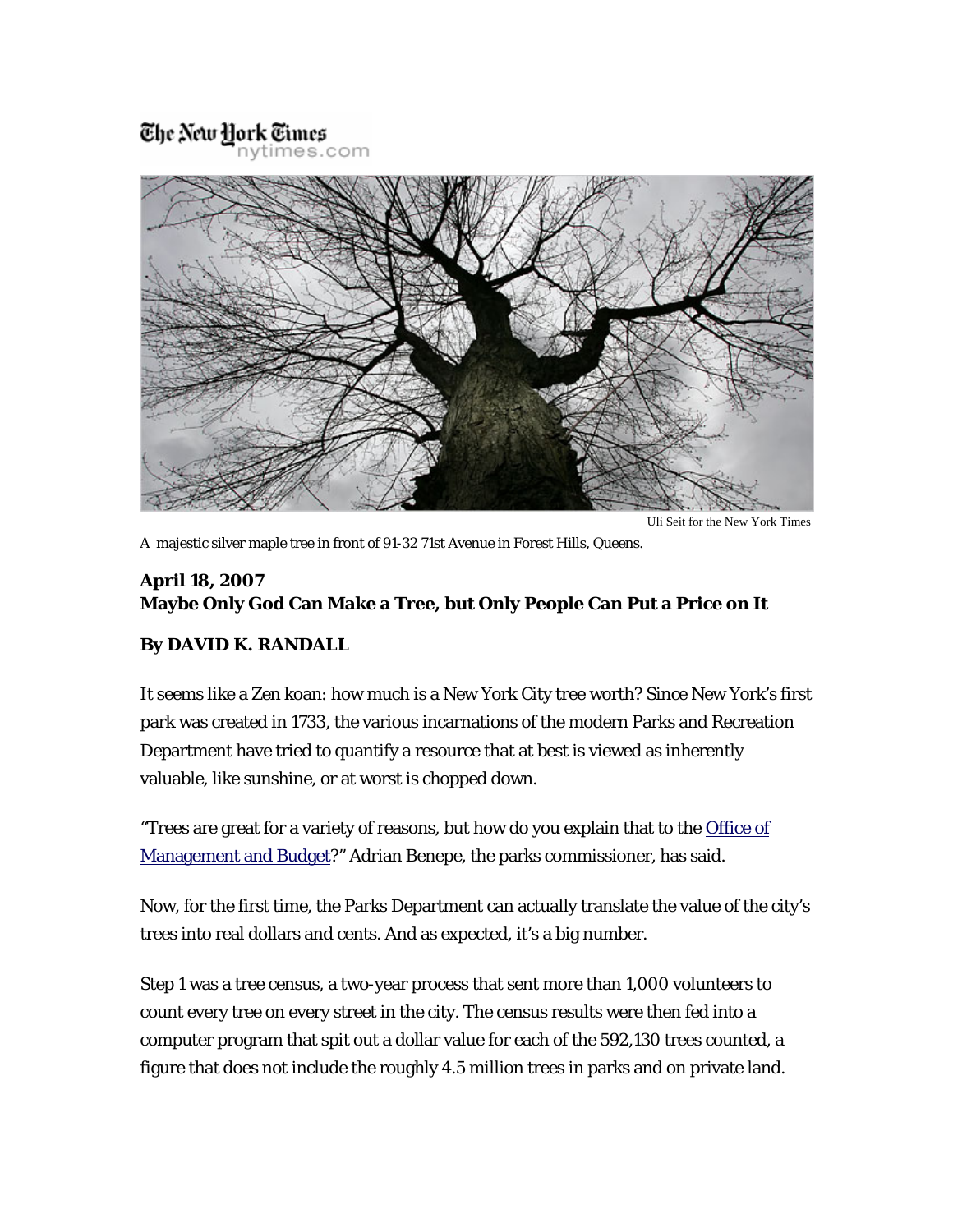The New York Times
nytimes.com

Uli Seit for the New York Times

A majestic silver maple tree in front of 91-32 71st Avenue in Forest Hills, Queens.

**April 18, 2007**
**Maybe Only God Can Make a Tree, but Only People Can Put a Price on It**

**By DAVID K. RANDALL**

It seems like a Zen koan: how much is a New York City tree worth? Since New York's first park was created in 1733, the various incarnations of the modern Parks and Recreation Department have tried to quantify a resource that at best is viewed as inherently valuable, like sunshine, or at worst is chopped down.

"Trees are great for a variety of reasons, but how do you explain that to the Office of Management and Budget?" Adrian Benepe, the parks commissioner, has said.

Now, for the first time, the Parks Department can actually translate the value of the city's trees into real dollars and cents. And as expected, it's a big number.

Step 1 was a tree census, a two-year process that sent more than 1,000 volunteers to count every tree on every street in the city. The census results were then fed into a computer program that spit out a dollar value for each of the 592,130 trees counted, a figure that does not include the roughly 4.5 million trees in parks and on private land.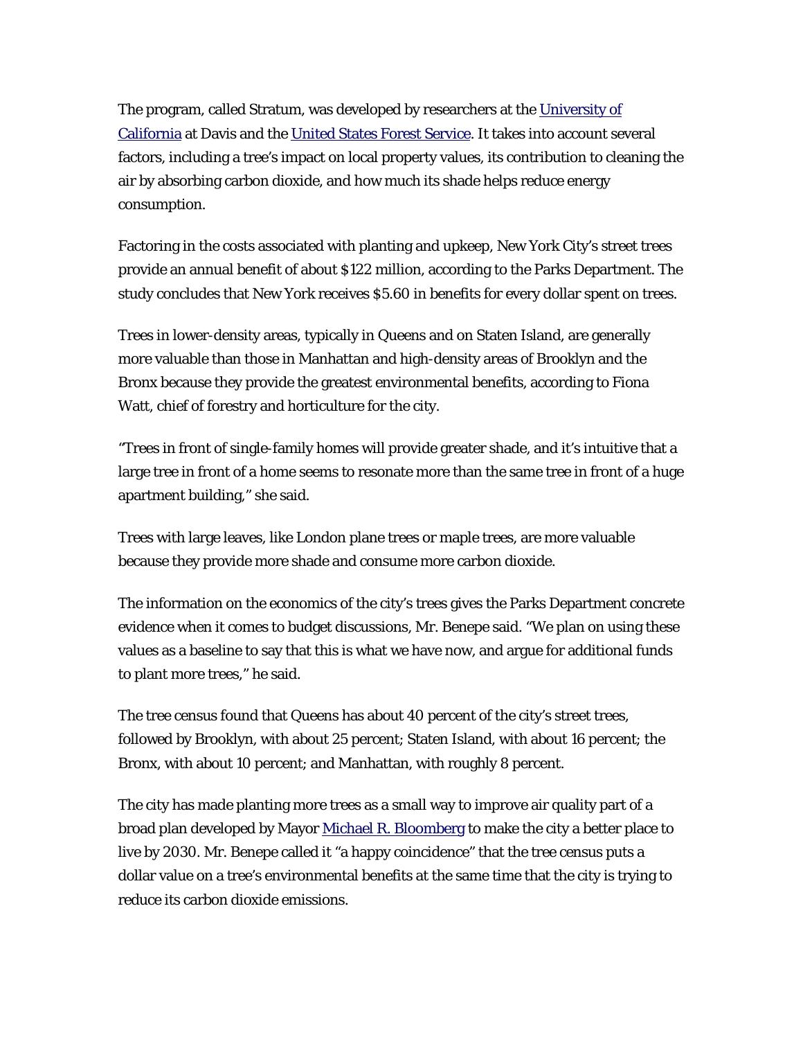The program, called Stratum, was developed by researchers at the University of California at Davis and the United States Forest Service. It takes into account several factors, including a tree's impact on local property values, its contribution to cleaning the air by absorbing carbon dioxide, and how much its shade helps reduce energy consumption.

Factoring in the costs associated with planting and upkeep, New York City's street trees provide an annual benefit of about $122 million, according to the Parks Department. The study concludes that New York receives $5.60 in benefits for every dollar spent on trees.

Trees in lower-density areas, typically in Queens and on Staten Island, are generally more valuable than those in Manhattan and high-density areas of Brooklyn and the Bronx because they provide the greatest environmental benefits, according to Fiona Watt, chief of forestry and horticulture for the city.

"Trees in front of single-family homes will provide greater shade, and it's intuitive that a large tree in front of a home seems to resonate more than the same tree in front of a huge apartment building," she said.

Trees with large leaves, like London plane trees or maple trees, are more valuable because they provide more shade and consume more carbon dioxide.

The information on the economics of the city's trees gives the Parks Department concrete evidence when it comes to budget discussions, Mr. Benepe said. "We plan on using these values as a baseline to say that this is what we have now, and argue for additional funds to plant more trees," he said.

The tree census found that Queens has about 40 percent of the city's street trees, followed by Brooklyn, with about 25 percent; Staten Island, with about 16 percent; the Bronx, with about 10 percent; and Manhattan, with roughly 8 percent.

The city has made planting more trees as a small way to improve air quality part of a broad plan developed by Mayor Michael R. Bloomberg to make the city a better place to live by 2030. Mr. Benepe called it "a happy coincidence" that the tree census puts a dollar value on a tree's environmental benefits at the same time that the city is trying to reduce its carbon dioxide emissions.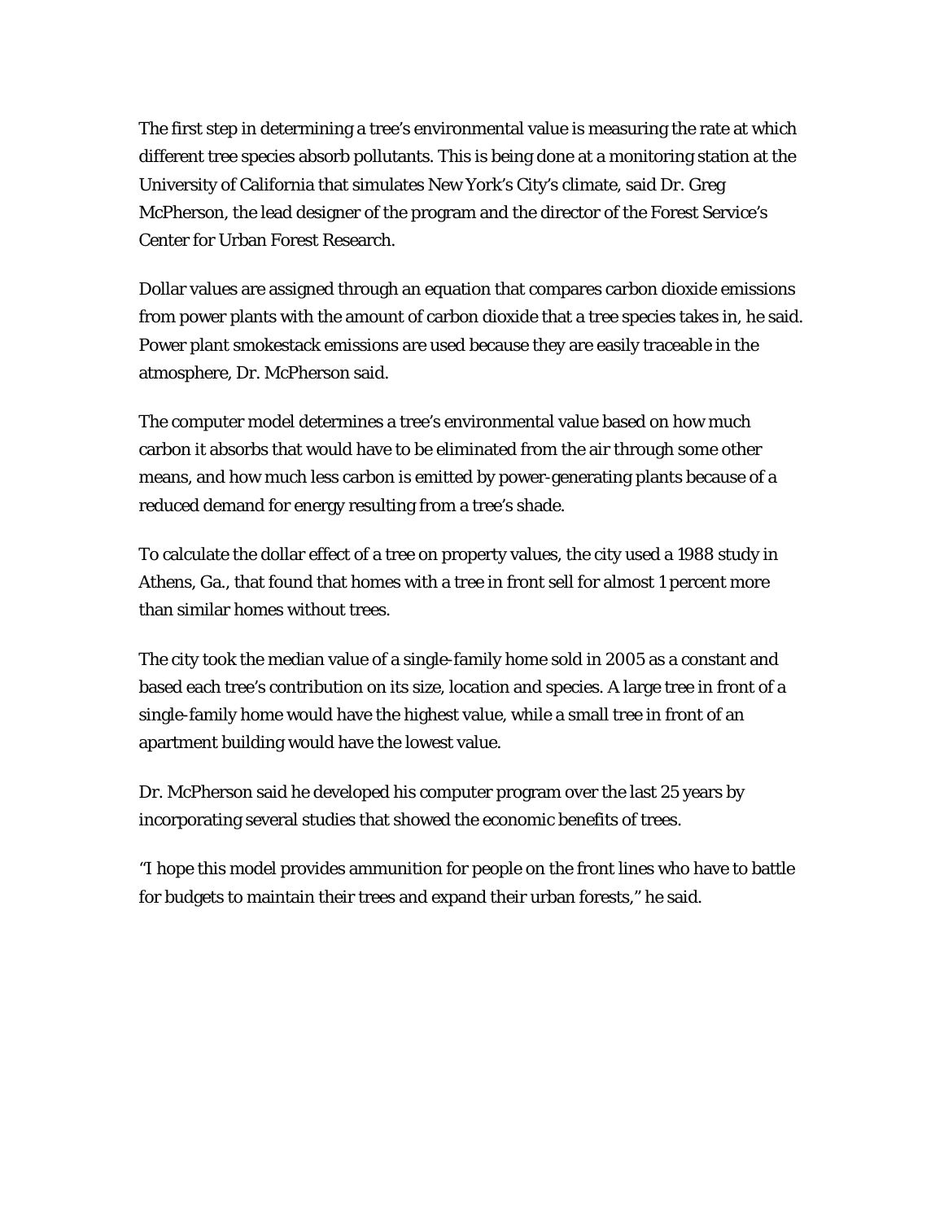The first step in determining a tree's environmental value is measuring the rate at which different tree species absorb pollutants. This is being done at a monitoring station at the University of California that simulates New York's City's climate, said Dr. Greg McPherson, the lead designer of the program and the director of the Forest Service's Center for Urban Forest Research.

Dollar values are assigned through an equation that compares carbon dioxide emissions from power plants with the amount of carbon dioxide that a tree species takes in, he said. Power plant smokestack emissions are used because they are easily traceable in the atmosphere, Dr. McPherson said.

The computer model determines a tree's environmental value based on how much carbon it absorbs that would have to be eliminated from the air through some other means, and how much less carbon is emitted by power-generating plants because of a reduced demand for energy resulting from a tree's shade.

To calculate the dollar effect of a tree on property values, the city used a 1988 study in Athens, Ga., that found that homes with a tree in front sell for almost 1 percent more than similar homes without trees.

The city took the median value of a single-family home sold in 2005 as a constant and based each tree's contribution on its size, location and species. A large tree in front of a single-family home would have the highest value, while a small tree in front of an apartment building would have the lowest value.

Dr. McPherson said he developed his computer program over the last 25 years by incorporating several studies that showed the economic benefits of trees.

"I hope this model provides ammunition for people on the front lines who have to battle for budgets to maintain their trees and expand their urban forests," he said.